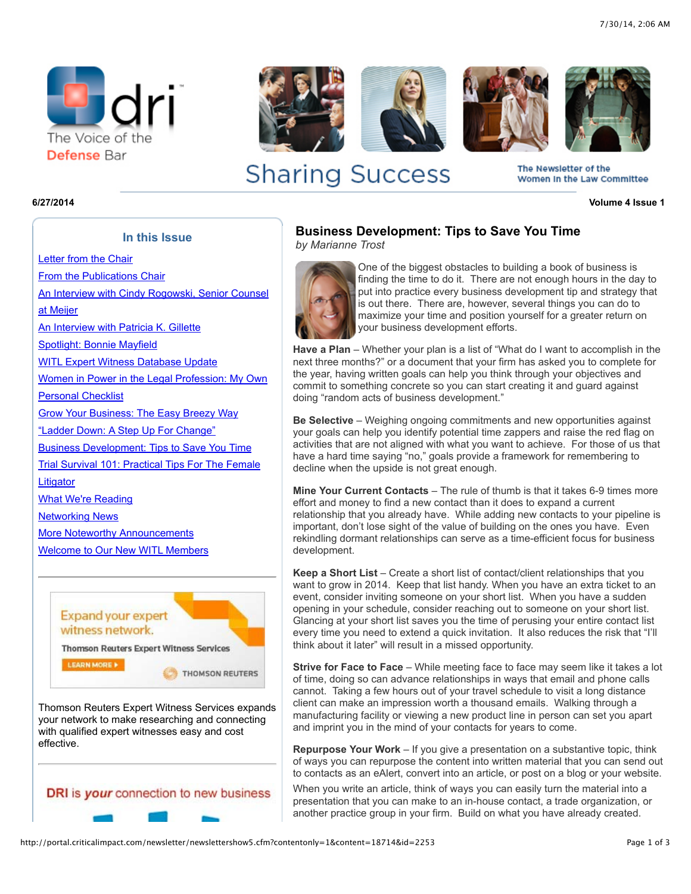dri

The Voice of the Defense Bar

# Sharing Success

The Newsletter of the Women In the Law Committee

6/27/2014

Volume 4 Issue 1

## In this Issue

- Letter from the Chair
- From the Publications Chair
- An Interview with Cindy Rogowski, Senior Counsel at Meijer
- An Interview with Patricia K. Gillette
- Spotlight: Bonnie Mayfield
- WITL Expert Witness Database Update
- Women in Power in the Legal Profession: My Own Personal Checklist
- Grow Your Business: The Easy Breezy Way
- "Ladder Down: A Step Up For Change"
- Business Development: Tips to Save You Time
- Trial Survival 101: Practical Tips For The Female Litigator
- What We're Reading
- Networking News
- More Noteworthy Announcements
- Welcome to Our New WITL Members

Expand your expert witness network.

Thomson Reuters Expert Witness Services

LEARN MORE ▸

THOMSON REUTERS

Thomson Reuters Expert Witness Services expands your network to make researching and connecting with qualified expert witnesses easy and cost effective.

DRI is *your* connection to new business

## Business Development: Tips to Save You Time

*by Marianne Trost*

One of the biggest obstacles to building a book of business is finding the time to do it. There are not enough hours in the day to put into practice every business development tip and strategy that is out there. There are, however, several things you can do to maximize your time and position yourself for a greater return on your business development efforts.

**Have a Plan** – Whether your plan is a list of "What do I want to accomplish in the next three months?" or a document that your firm has asked you to complete for the year, having written goals can help you think through your objectives and commit to something concrete so you can start creating it and guard against doing "random acts of business development."

**Be Selective** – Weighing ongoing commitments and new opportunities against your goals can help you identify potential time zappers and raise the red flag on activities that are not aligned with what you want to achieve. For those of us that have a hard time saying "no," goals provide a framework for remembering to decline when the upside is not great enough.

**Mine Your Current Contacts** – The rule of thumb is that it takes 6-9 times more effort and money to find a new contact than it does to expand a current relationship that you already have. While adding new contacts to your pipeline is important, don't lose sight of the value of building on the ones you have. Even rekindling dormant relationships can serve as a time-efficient focus for business development.

**Keep a Short List** – Create a short list of contact/client relationships that you want to grow in 2014. Keep that list handy. When you have an extra ticket to an event, consider inviting someone on your short list. When you have a sudden opening in your schedule, consider reaching out to someone on your short list. Glancing at your short list saves you the time of perusing your entire contact list every time you need to extend a quick invitation. It also reduces the risk that "I'll think about it later" will result in a missed opportunity.

**Strive for Face to Face** – While meeting face to face may seem like it takes a lot of time, doing so can advance relationships in ways that email and phone calls cannot. Taking a few hours out of your travel schedule to visit a long distance client can make an impression worth a thousand emails. Walking through a manufacturing facility or viewing a new product line in person can set you apart and imprint you in the mind of your contacts for years to come.

**Repurpose Your Work** – If you give a presentation on a substantive topic, think of ways you can repurpose the content into written material that you can send out to contacts as an eAlert, convert into an article, or post on a blog or your website.

When you write an article, think of ways you can easily turn the material into a presentation that you can make to an in-house contact, a trade organization, or another practice group in your firm. Build on what you have already created.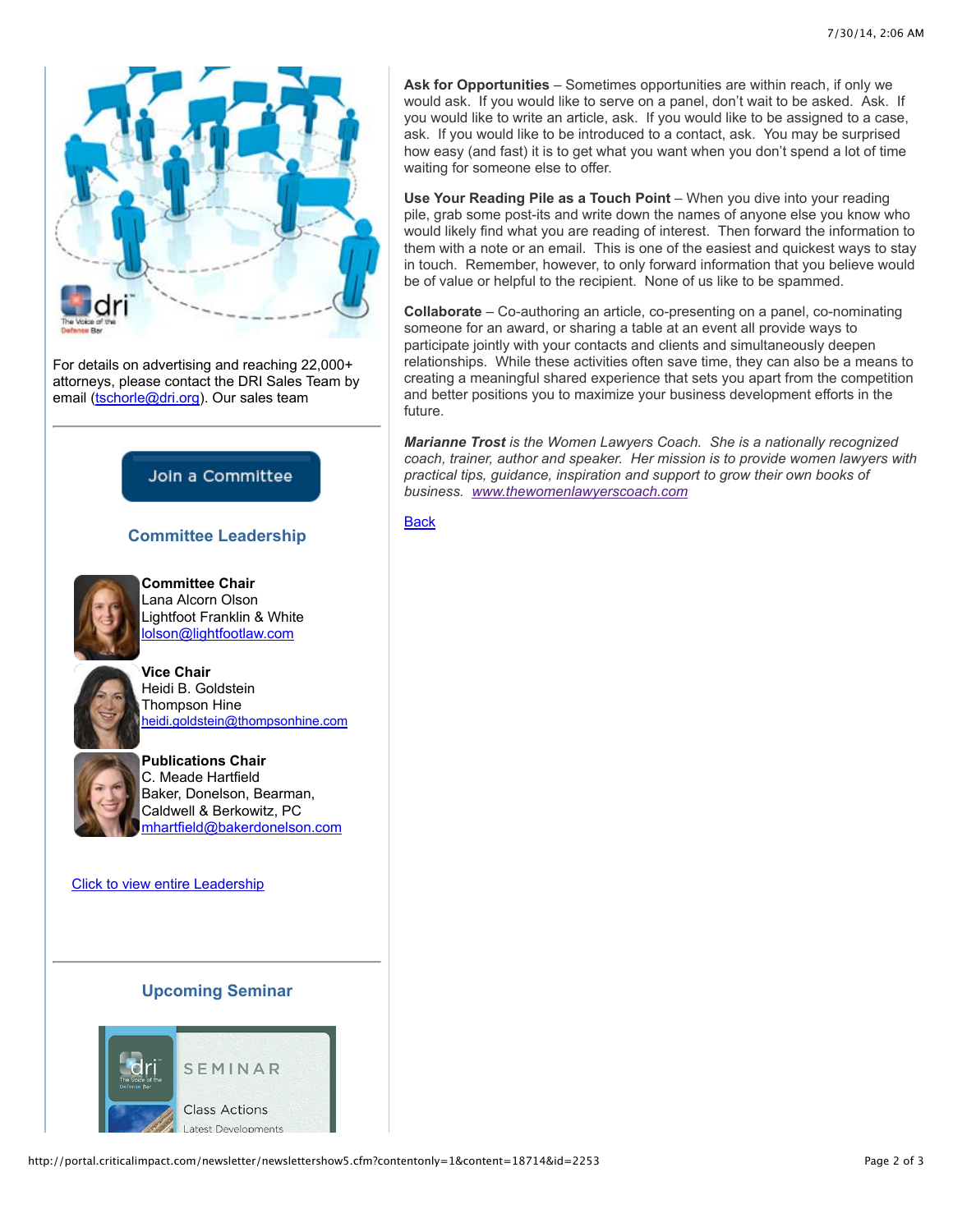For details on advertising and reaching 22,000+ attorneys, please contact the DRI Sales Team by email (tschorle@dri.org). Our sales team

Join a Committee

## Committee Leadership

**Committee Chair**
Lana Alcorn Olson
Lightfoot Franklin & White
lolson@lightfootlaw.com

**Vice Chair**
Heidi B. Goldstein
Thompson Hine
heidi.goldstein@thompsonhine.com

**Publications Chair**
C. Meade Hartfield
Baker, Donelson, Bearman, Caldwell & Berkowitz, PC
mhartfield@bakerdonelson.com

Click to view entire Leadership

## Upcoming Seminar

SEMINAR

Class Actions

Latest Developments

**Ask for Opportunities** – Sometimes opportunities are within reach, if only we would ask. If you would like to serve on a panel, don't wait to be asked. Ask. If you would like to write an article, ask. If you would like to be assigned to a case, ask. If you would like to be introduced to a contact, ask. You may be surprised how easy (and fast) it is to get what you want when you don't spend a lot of time waiting for someone else to offer.

**Use Your Reading Pile as a Touch Point** – When you dive into your reading pile, grab some post-its and write down the names of anyone else you know who would likely find what you are reading of interest. Then forward the information to them with a note or an email. This is one of the easiest and quickest ways to stay in touch. Remember, however, to only forward information that you believe would be of value or helpful to the recipient. None of us like to be spammed.

**Collaborate** – Co-authoring an article, co-presenting on a panel, co-nominating someone for an award, or sharing a table at an event all provide ways to participate jointly with your contacts and clients and simultaneously deepen relationships. While these activities often save time, they can also be a means to creating a meaningful shared experience that sets you apart from the competition and better positions you to maximize your business development efforts in the future.

***Marianne Trost** is the Women Lawyers Coach. She is a nationally recognized coach, trainer, author and speaker. Her mission is to provide women lawyers with practical tips, guidance, inspiration and support to grow their own books of business. www.thewomenlawyerscoach.com*

Back